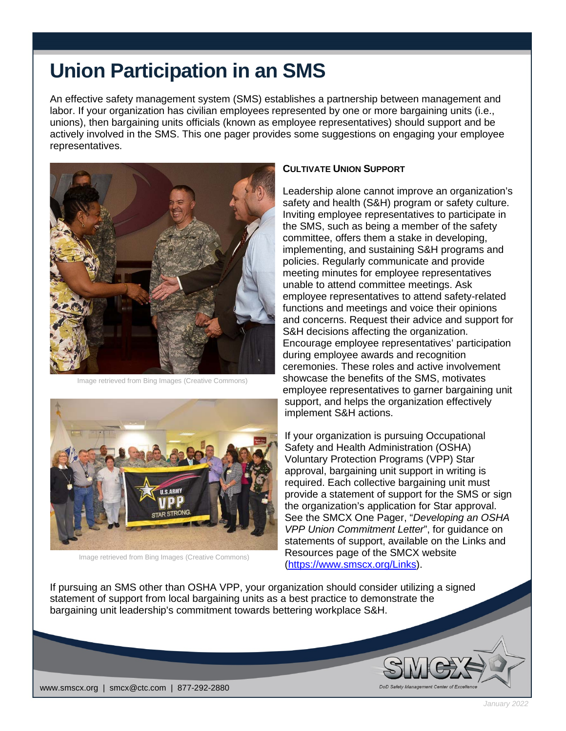# Union Participation in an SMS

An effective safety management system (SMS) establishes a partnership between management and labor. If your organization has civilian employees represented by one or more bargaining units (i.e., unions), then bargaining units officials (known as employee representatives) should support and be actively involved in the SMS. This one pager provides some suggestions on engaging your employee representatives.

Image retrieved from Bing Images (Creative Commons)

Image retrieved from Bing Images (Creative Commons)

**CULTIVATE UNION SUPPORT**

Leadership alone cannot improve an organization's safety and health (S&H) program or safety culture. Inviting employee representatives to participate in the SMS, such as being a member of the safety committee, offers them a stake in developing, implementing, and sustaining S&H programs and policies. Regularly communicate and provide meeting minutes for employee representatives unable to attend committee meetings. Ask employee representatives to attend safety-related functions and meetings and voice their opinions and concerns. Request their advice and support for S&H decisions affecting the organization. Encourage employee representatives' participation during employee awards and recognition ceremonies. These roles and active involvement showcase the benefits of the SMS, motivates employee representatives to garner bargaining unit support, and helps the organization effectively implement S&H actions.

If your organization is pursuing Occupational Safety and Health Administration (OSHA) Voluntary Protection Programs (VPP) Star approval, bargaining unit support in writing is required. Each collective bargaining unit must provide a statement of support for the SMS or sign the organization's application for Star approval. See the SMCX One Pager, "*Developing an OSHA VPP Union Commitment Letter*", for guidance on statements of support, available on the Links and Resources page of the SMCX website (https://www.smscx.org/Links).

If pursuing an SMS other than OSHA VPP, your organization should consider utilizing a signed statement of support from local bargaining units as a best practice to demonstrate the bargaining unit leadership's commitment towards bettering workplace S&H.

www.smscx.org | smcx@ctc.com | 877-292-2880

SMCX DoD Safety Management Center of Excellence

January 2022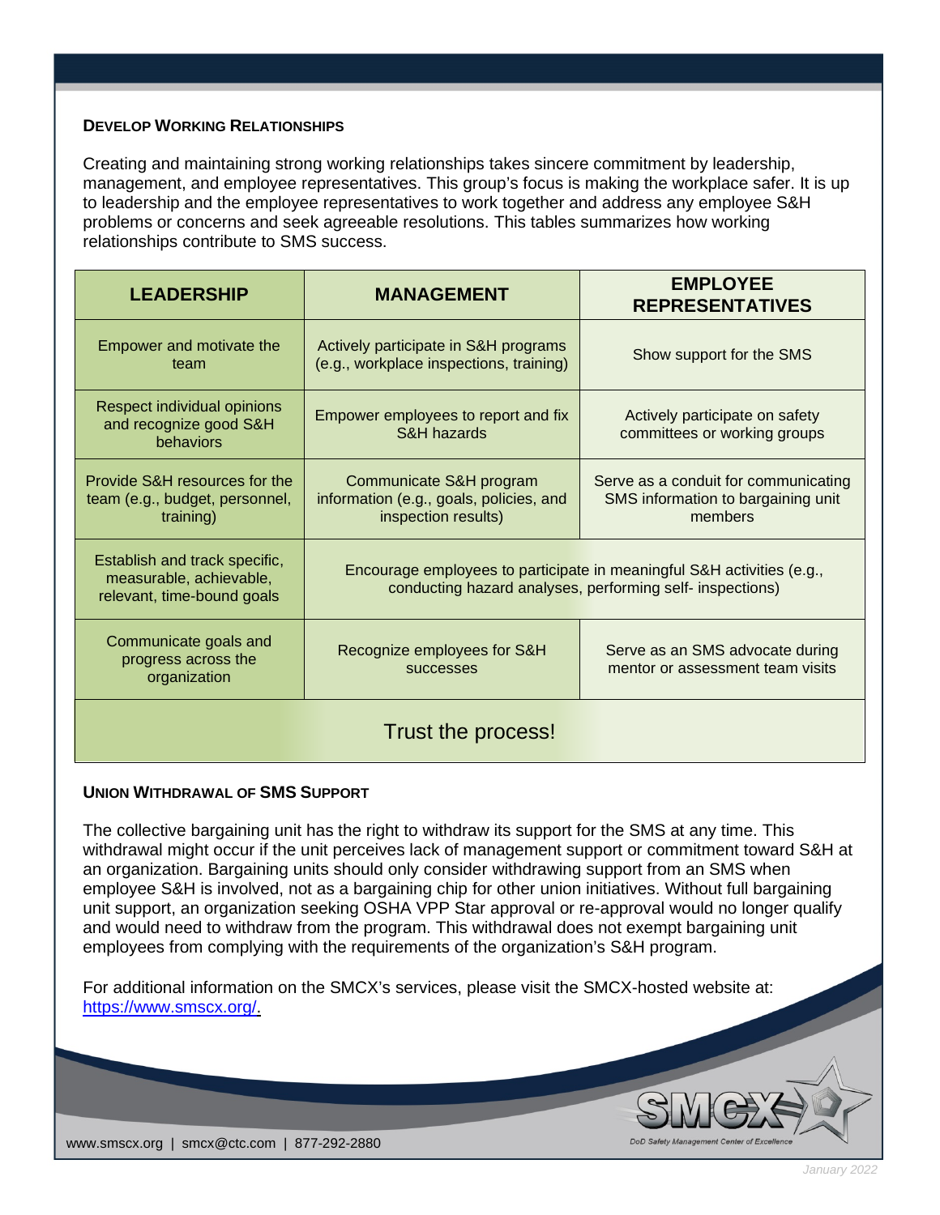### Develop Working Relationships

Creating and maintaining strong working relationships takes sincere commitment by leadership, management, and employee representatives. This group's focus is making the workplace safer. It is up to leadership and the employee representatives to work together and address any employee S&H problems or concerns and seek agreeable resolutions. This tables summarizes how working relationships contribute to SMS success.

| LEADERSHIP | MANAGEMENT | EMPLOYEE REPRESENTATIVES |
| --- | --- | --- |
| Empower and motivate the team | Actively participate in S&H programs (e.g., workplace inspections, training) | Show support for the SMS |
| Respect individual opinions and recognize good S&H behaviors | Empower employees to report and fix S&H hazards | Actively participate on safety committees or working groups |
| Provide S&H resources for the team (e.g., budget, personnel, training) | Communicate S&H program information (e.g., goals, policies, and inspection results) | Serve as a conduit for communicating SMS information to bargaining unit members |
| Establish and track specific, measurable, achievable, relevant, time-bound goals | Encourage employees to participate in meaningful S&H activities (e.g., conducting hazard analyses, performing self- inspections) | |
| Communicate goals and progress across the organization | Recognize employees for S&H successes | Serve as an SMS advocate during mentor or assessment team visits |
| Trust the process! | | |

### Union Withdrawal of SMS Support

The collective bargaining unit has the right to withdraw its support for the SMS at any time. This withdrawal might occur if the unit perceives lack of management support or commitment toward S&H at an organization. Bargaining units should only consider withdrawing support from an SMS when employee S&H is involved, not as a bargaining chip for other union initiatives. Without full bargaining unit support, an organization seeking OSHA VPP Star approval or re-approval would no longer qualify and would need to withdraw from the program. This withdrawal does not exempt bargaining unit employees from complying with the requirements of the organization's S&H program.

For additional information on the SMCX's services, please visit the SMCX-hosted website at: https://www.smcx.org/.

SMCX DoD Safety Management Center of Excellence

www.smcx.org | smcx@ctc.com | 877-292-2880

January 2022